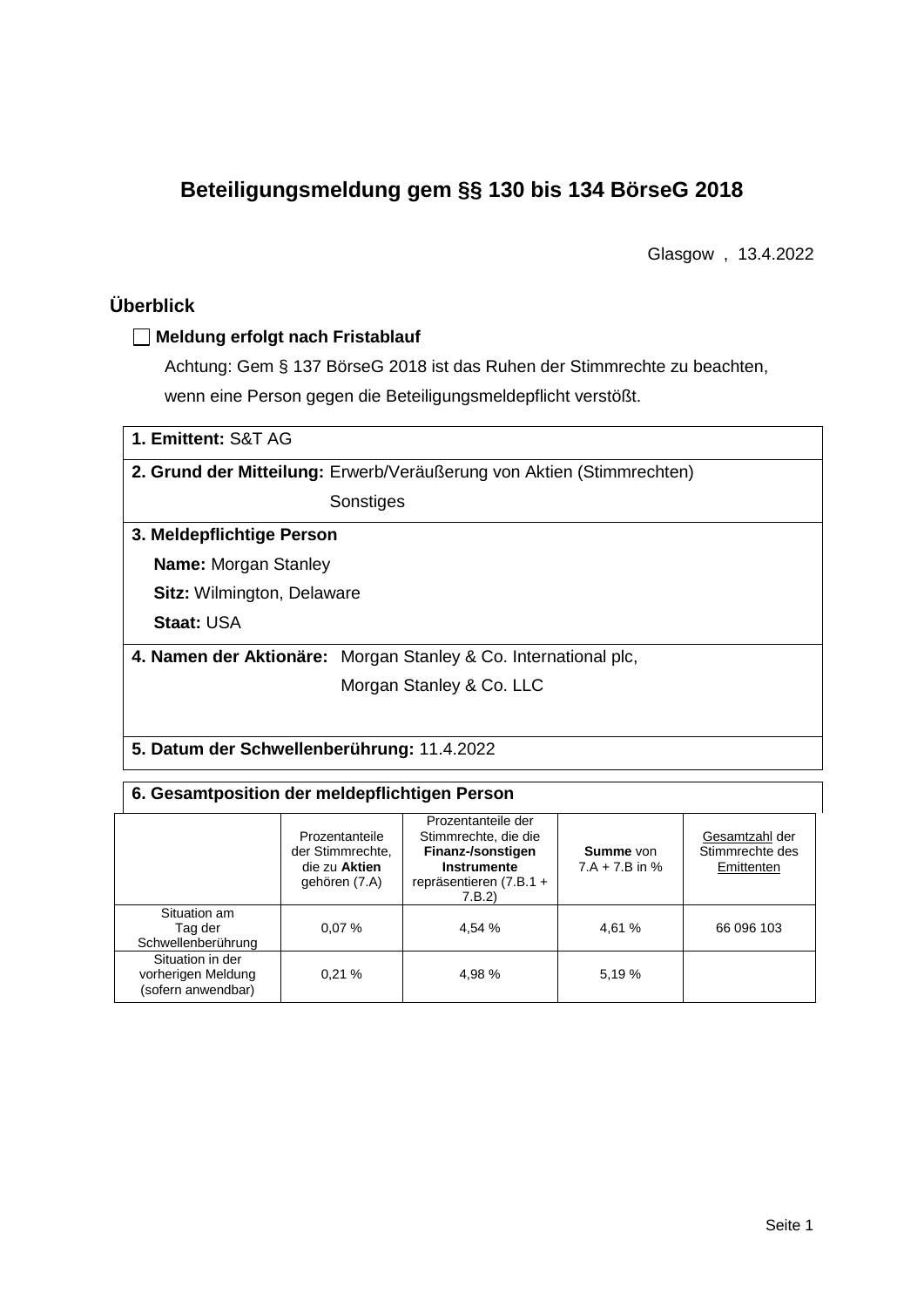# Beteiligungsmeldung gem §§ 130 bis 134 BörseG 2018

Glasgow , 13.4.2022

## Überblick

☐ **Meldung erfolgt nach Fristablauf**

Achtung: Gem § 137 BörseG 2018 ist das Ruhen der Stimmrechte zu beachten, wenn eine Person gegen die Beteiligungsmeldepflicht verstößt.

**1. Emittent:** S&T AG

**2. Grund der Mitteilung:** Erwerb/Veräußerung von Aktien (Stimmrechten)
Sonstiges

**3. Meldepflichtige Person**

**Name:** Morgan Stanley

**Sitz:** Wilmington, Delaware

**Staat:** USA

**4. Namen der Aktionäre:** Morgan Stanley & Co. International plc,
Morgan Stanley & Co. LLC

**5. Datum der Schwellenberührung:** 11.4.2022

**6. Gesamtposition der meldepflichtigen Person**

| | Prozentanteile der Stimmrechte, die zu **Aktien** gehören (7.A) | Prozentanteile der Stimmrechte, die die **Finanz-/sonstigen Instrumente** repräsentieren (7.B.1 + 7.B.2) | **Summe** von 7.A + 7.B in % | Gesamtzahl der Stimmrechte des Emittenten |
|---|---|---|---|---|
| Situation am Tag der Schwellenberührung | 0,07 % | 4,54 % | 4,61 % | 66 096 103 |
| Situation in der vorherigen Meldung (sofern anwendbar) | 0,21 % | 4,98 % | 5,19 % | |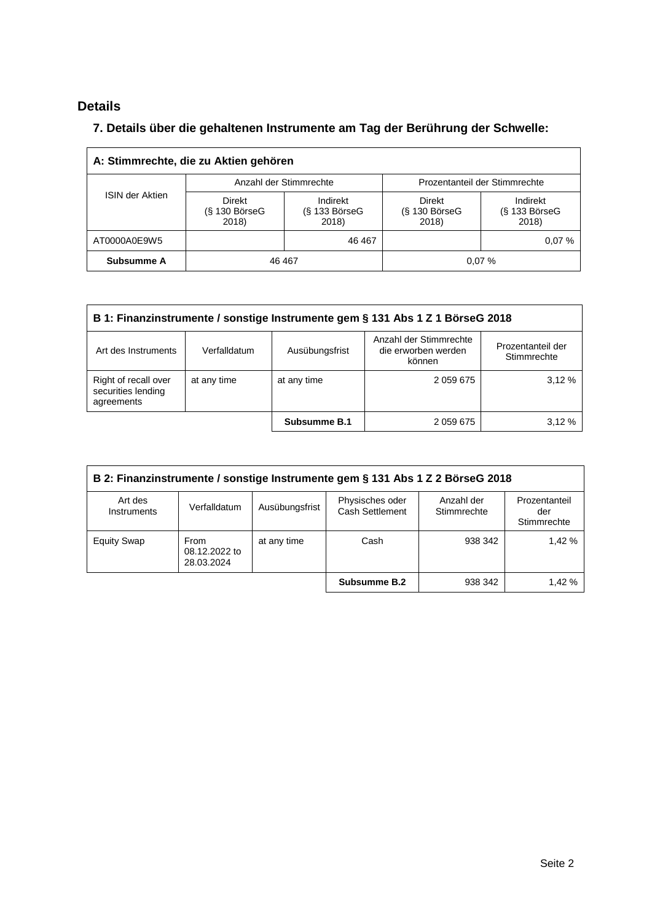## Details

### 7. Details über die gehaltenen Instrumente am Tag der Berührung der Schwelle:

| A: Stimmrechte, die zu Aktien gehören | | | | |
|---|---|---|---|---|
| ISIN der Aktien | Anzahl der Stimmrechte | | Prozentanteil der Stimmrechte | |
| | Direkt (§ 130 BörseG 2018) | Indirekt (§ 133 BörseG 2018) | Direkt (§ 130 BörseG 2018) | Indirekt (§ 133 BörseG 2018) |
| AT0000A0E9W5 | | 46 467 | | 0,07 % |
| **Subsumme A** | 46 467 | | 0,07 % | |

| B 1: Finanzinstrumente / sonstige Instrumente gem § 131 Abs 1 Z 1 BörseG 2018 | | | | |
|---|---|---|---|---|
| Art des Instruments | Verfalldatum | Ausübungsfrist | Anzahl der Stimmrechte die erworben werden können | Prozentanteil der Stimmrechte |
| Right of recall over securities lending agreements | at any time | at any time | 2 059 675 | 3,12 % |
| | | **Subsumme B.1** | 2 059 675 | 3,12 % |

| B 2: Finanzinstrumente / sonstige Instrumente gem § 131 Abs 1 Z 2 BörseG 2018 | | | | | |
|---|---|---|---|---|---|
| Art des Instruments | Verfalldatum | Ausübungsfrist | Physisches oder Cash Settlement | Anzahl der Stimmrechte | Prozentanteil der Stimmrechte |
| Equity Swap | From 08.12.2022 to 28.03.2024 | at any time | Cash | 938 342 | 1,42 % |
| | | | **Subsumme B.2** | 938 342 | 1,42 % |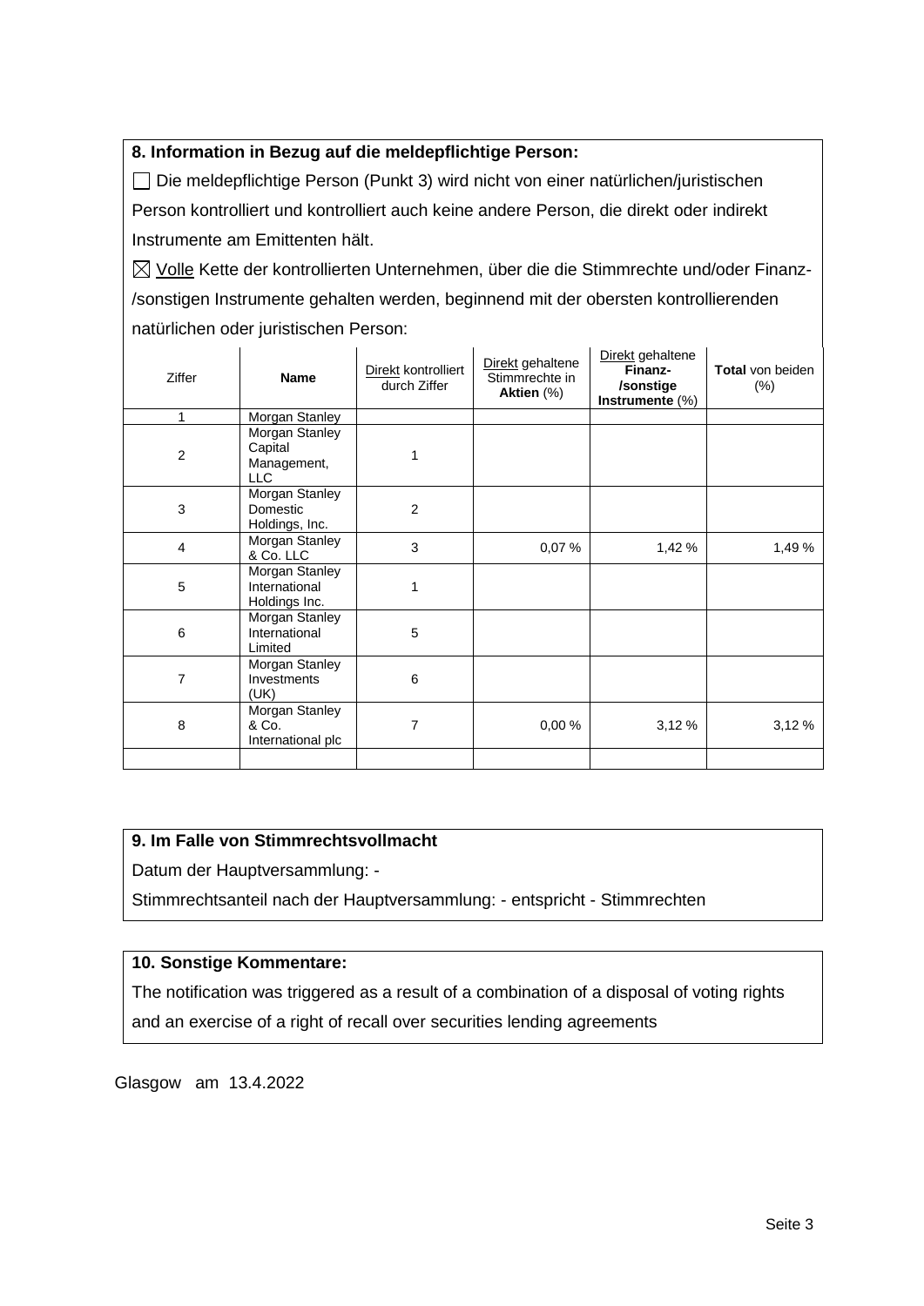### 8. Information in Bezug auf die meldepflichtige Person:

☐ Die meldepflichtige Person (Punkt 3) wird nicht von einer natürlichen/juristischen Person kontrolliert und kontrolliert auch keine andere Person, die direkt oder indirekt Instrumente am Emittenten hält.

☒ Volle Kette der kontrollierten Unternehmen, über die die Stimmrechte und/oder Finanz-/sonstigen Instrumente gehalten werden, beginnend mit der obersten kontrollierenden natürlichen oder juristischen Person:

| Ziffer | Name | Direkt kontrolliert durch Ziffer | Direkt gehaltene Stimmrechte in **Aktien** (%) | Direkt gehaltene **Finanz-/sonstige Instrumente** (%) | **Total** von beiden (%) |
|---|---|---|---|---|---|
| 1 | Morgan Stanley | | | | |
| 2 | Morgan Stanley Capital Management, LLC | 1 | | | |
| 3 | Morgan Stanley Domestic Holdings, Inc. | 2 | | | |
| 4 | Morgan Stanley & Co. LLC | 3 | 0,07 % | 1,42 % | 1,49 % |
| 5 | Morgan Stanley International Holdings Inc. | 1 | | | |
| 6 | Morgan Stanley International Limited | 5 | | | |
| 7 | Morgan Stanley Investments (UK) | 6 | | | |
| 8 | Morgan Stanley & Co. International plc | 7 | 0,00 % | 3,12 % | 3,12 % |
| | | | | | |

### 9. Im Falle von Stimmrechtsvollmacht

Datum der Hauptversammlung: -

Stimmrechtsanteil nach der Hauptversammlung: - entspricht - Stimmrechten

### 10. Sonstige Kommentare:

The notification was triggered as a result of a combination of a disposal of voting rights and an exercise of a right of recall over securities lending agreements

Glasgow am 13.4.2022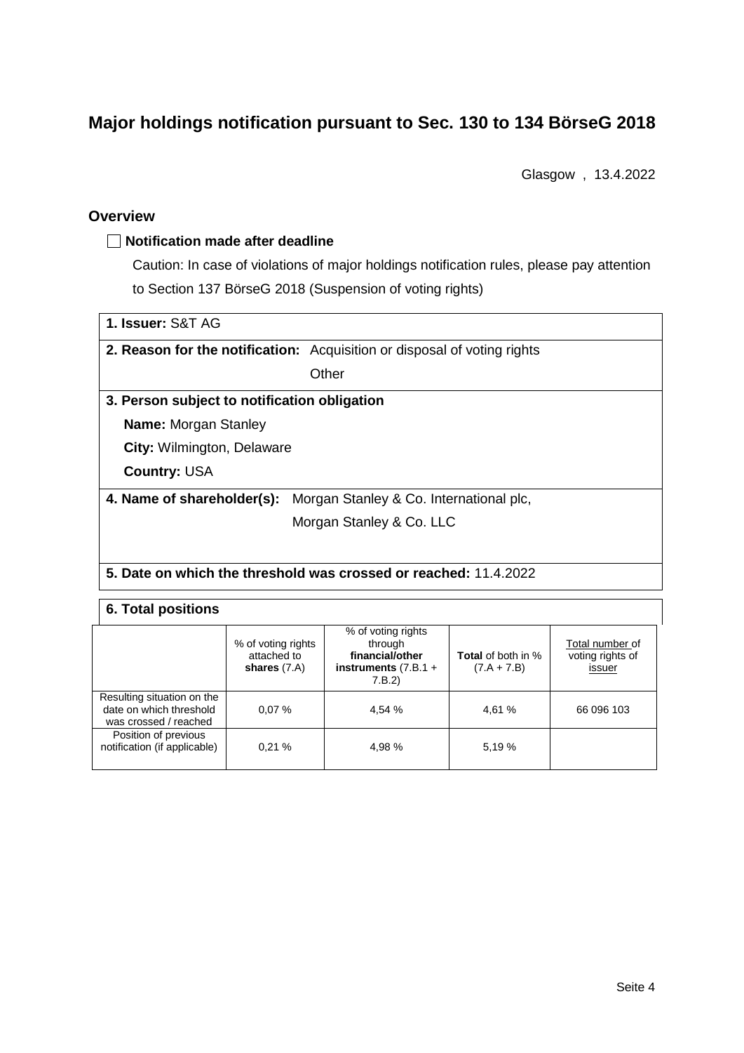# Major holdings notification pursuant to Sec. 130 to 134 BörseG 2018

Glasgow , 13.4.2022

## Overview

☐ **Notification made after deadline**

Caution: In case of violations of major holdings notification rules, please pay attention to Section 137 BörseG 2018 (Suspension of voting rights)

**1. Issuer:** S&T AG

**2. Reason for the notification:** Acquisition or disposal of voting rights

Other

**3. Person subject to notification obligation**

**Name:** Morgan Stanley

**City:** Wilmington, Delaware

**Country:** USA

**4. Name of shareholder(s):** Morgan Stanley & Co. International plc, Morgan Stanley & Co. LLC

**5. Date on which the threshold was crossed or reached:** 11.4.2022

**6. Total positions**

| | % of voting rights attached to **shares** (7.A) | % of voting rights through **financial/other instruments** (7.B.1 + 7.B.2) | **Total** of both in % (7.A + 7.B) | Total number of voting rights of issuer |
|---|---|---|---|---|
| Resulting situation on the date on which threshold was crossed / reached | 0,07 % | 4,54 % | 4,61 % | 66 096 103 |
| Position of previous notification (if applicable) | 0,21 % | 4,98 % | 5,19 % | |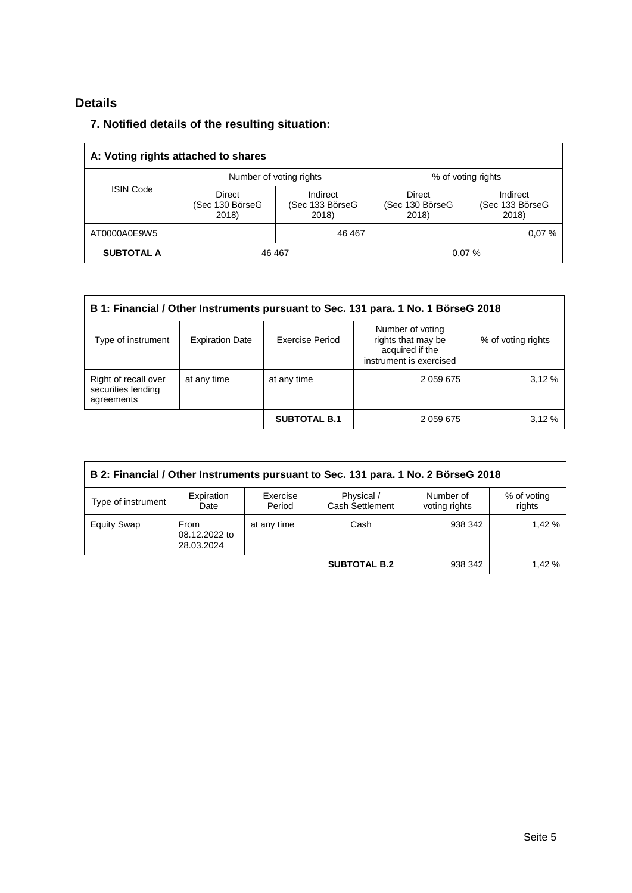## Details

### 7. Notified details of the resulting situation:

| A: Voting rights attached to shares | | | | |
|---|---|---|---|---|
| ISIN Code | Number of voting rights | | % of voting rights | |
| | Direct (Sec 130 BörseG 2018) | Indirect (Sec 133 BörseG 2018) | Direct (Sec 130 BörseG 2018) | Indirect (Sec 133 BörseG 2018) |
| AT0000A0E9W5 | | 46 467 | | 0,07 % |
| **SUBTOTAL A** | 46 467 | | 0,07 % | |

| B 1: Financial / Other Instruments pursuant to Sec. 131 para. 1 No. 1 BörseG 2018 | | | | |
|---|---|---|---|---|
| Type of instrument | Expiration Date | Exercise Period | Number of voting rights that may be acquired if the instrument is exercised | % of voting rights |
| Right of recall over securities lending agreements | at any time | at any time | 2 059 675 | 3,12 % |
| | | **SUBTOTAL B.1** | 2 059 675 | 3,12 % |

| B 2: Financial / Other Instruments pursuant to Sec. 131 para. 1 No. 2 BörseG 2018 | | | | | |
|---|---|---|---|---|---|
| Type of instrument | Expiration Date | Exercise Period | Physical / Cash Settlement | Number of voting rights | % of voting rights |
| Equity Swap | From 08.12.2022 to 28.03.2024 | at any time | Cash | 938 342 | 1,42 % |
| | | | **SUBTOTAL B.2** | 938 342 | 1,42 % |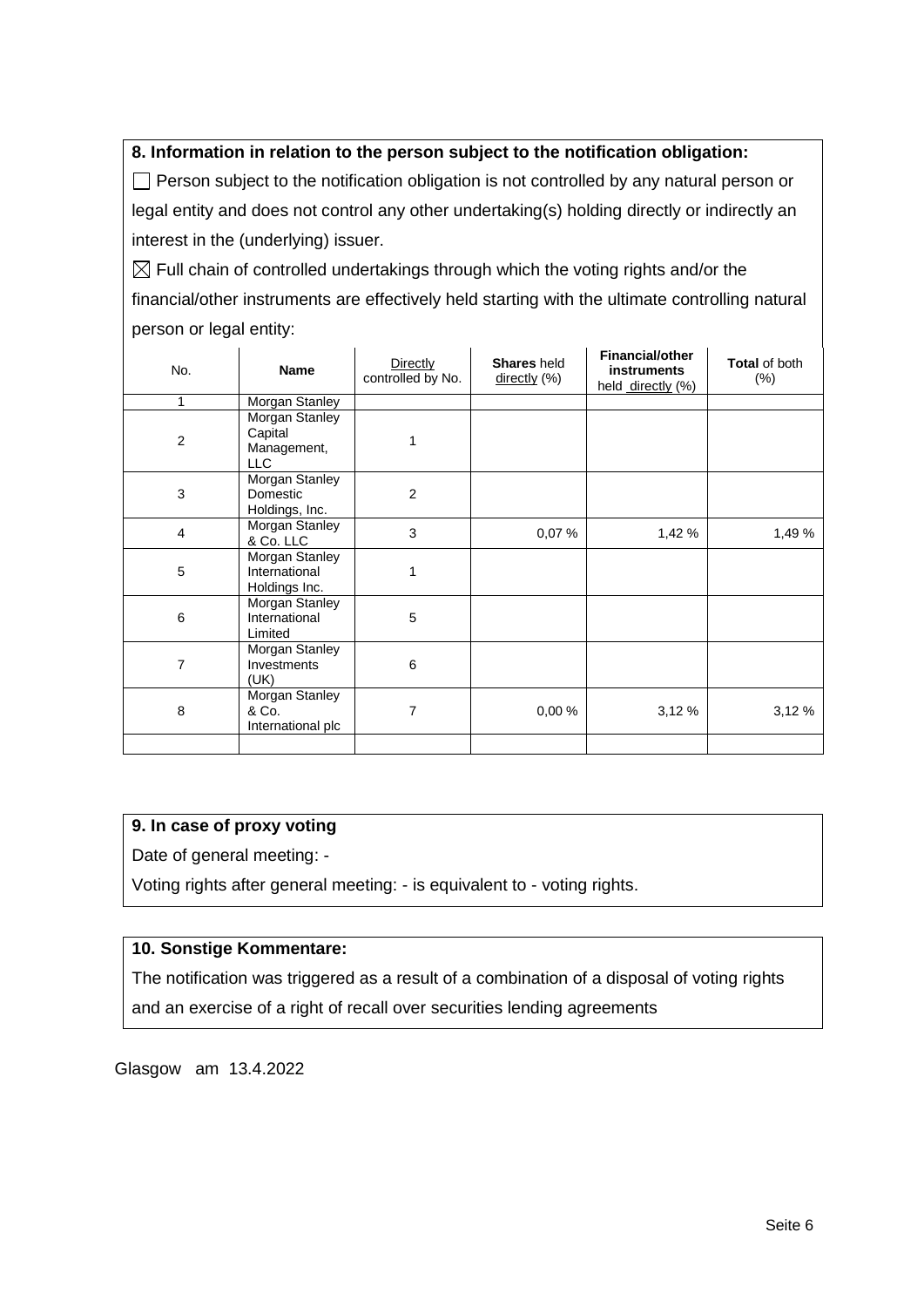**8. Information in relation to the person subject to the notification obligation:**

☐ Person subject to the notification obligation is not controlled by any natural person or legal entity and does not control any other undertaking(s) holding directly or indirectly an interest in the (underlying) issuer.

☒ Full chain of controlled undertakings through which the voting rights and/or the financial/other instruments are effectively held starting with the ultimate controlling natural person or legal entity:

| No. | Name | Directly controlled by No. | Shares held directly (%) | Financial/other instruments held directly (%) | Total of both (%) |
|---|---|---|---|---|---|
| 1 | Morgan Stanley | | | | |
| 2 | Morgan Stanley Capital Management, LLC | 1 | | | |
| 3 | Morgan Stanley Domestic Holdings, Inc. | 2 | | | |
| 4 | Morgan Stanley & Co. LLC | 3 | 0,07 % | 1,42 % | 1,49 % |
| 5 | Morgan Stanley International Holdings Inc. | 1 | | | |
| 6 | Morgan Stanley International Limited | 5 | | | |
| 7 | Morgan Stanley Investments (UK) | 6 | | | |
| 8 | Morgan Stanley & Co. International plc | 7 | 0,00 % | 3,12 % | 3,12 % |
| | | | | | |

**9. In case of proxy voting**

Date of general meeting: -

Voting rights after general meeting: - is equivalent to - voting rights.

**10. Sonstige Kommentare:**

The notification was triggered as a result of a combination of a disposal of voting rights and an exercise of a right of recall over securities lending agreements

Glasgow am 13.4.2022